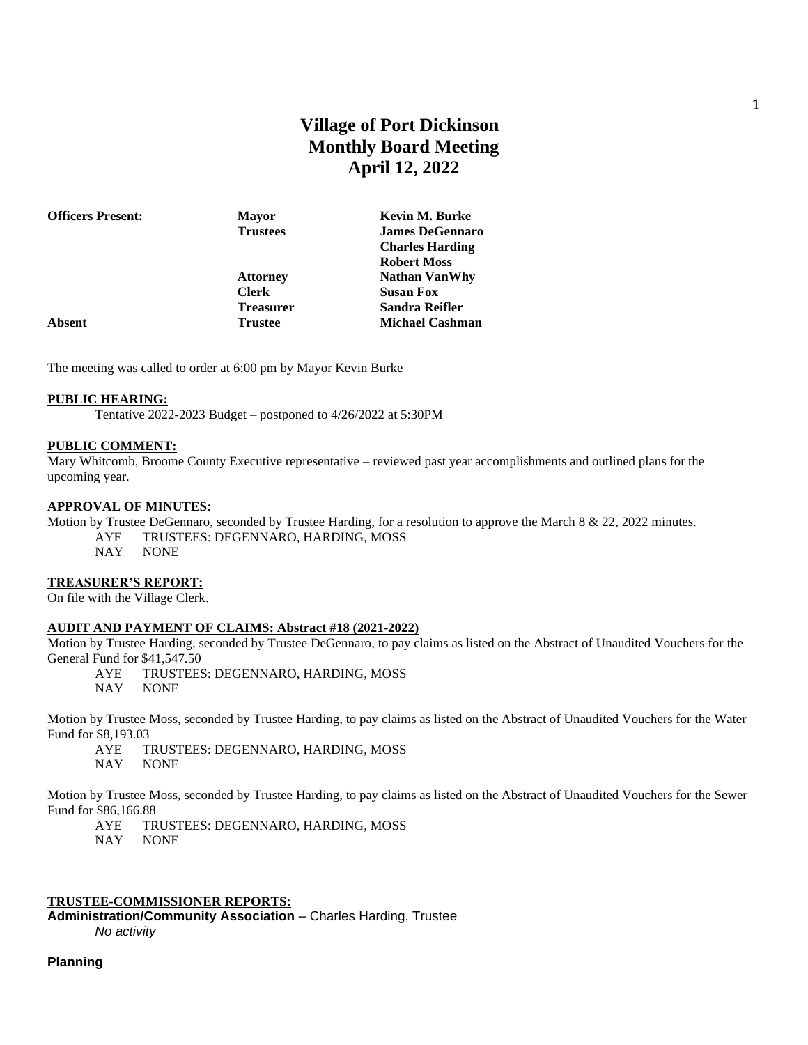# Village of Port Dickinson
# Monthly Board Meeting
# April 12, 2022

| **Officers Present:** | **Mayor** | **Kevin M. Burke** |
|---|---|---|
| | **Trustees** | **James DeGennaro** |
| | | **Charles Harding** |
| | | **Robert Moss** |
| | **Attorney** | **Nathan VanWhy** |
| | **Clerk** | **Susan Fox** |
| | **Treasurer** | **Sandra Reifler** |
| **Absent** | **Trustee** | **Michael Cashman** |

The meeting was called to order at 6:00 pm by Mayor Kevin Burke

**PUBLIC HEARING:**

Tentative 2022-2023 Budget – postponed to 4/26/2022 at 5:30PM

**PUBLIC COMMENT:**

Mary Whitcomb, Broome County Executive representative – reviewed past year accomplishments and outlined plans for the upcoming year.

**APPROVAL OF MINUTES:**

Motion by Trustee DeGennaro, seconded by Trustee Harding, for a resolution to approve the March 8 & 22, 2022 minutes.

AYE TRUSTEES: DEGENNARO, HARDING, MOSS
NAY NONE

**TREASURER'S REPORT:**

On file with the Village Clerk.

**AUDIT AND PAYMENT OF CLAIMS: Abstract #18 (2021-2022)**

Motion by Trustee Harding, seconded by Trustee DeGennaro, to pay claims as listed on the Abstract of Unaudited Vouchers for the General Fund for $41,547.50

AYE TRUSTEES: DEGENNARO, HARDING, MOSS
NAY NONE

Motion by Trustee Moss, seconded by Trustee Harding, to pay claims as listed on the Abstract of Unaudited Vouchers for the Water Fund for $8,193.03

AYE TRUSTEES: DEGENNARO, HARDING, MOSS
NAY NONE

Motion by Trustee Moss, seconded by Trustee Harding, to pay claims as listed on the Abstract of Unaudited Vouchers for the Sewer Fund for $86,166.88

AYE TRUSTEES: DEGENNARO, HARDING, MOSS
NAY NONE

**TRUSTEE-COMMISSIONER REPORTS:**

**Administration/Community Association** – Charles Harding, Trustee

*No activity*

**Planning**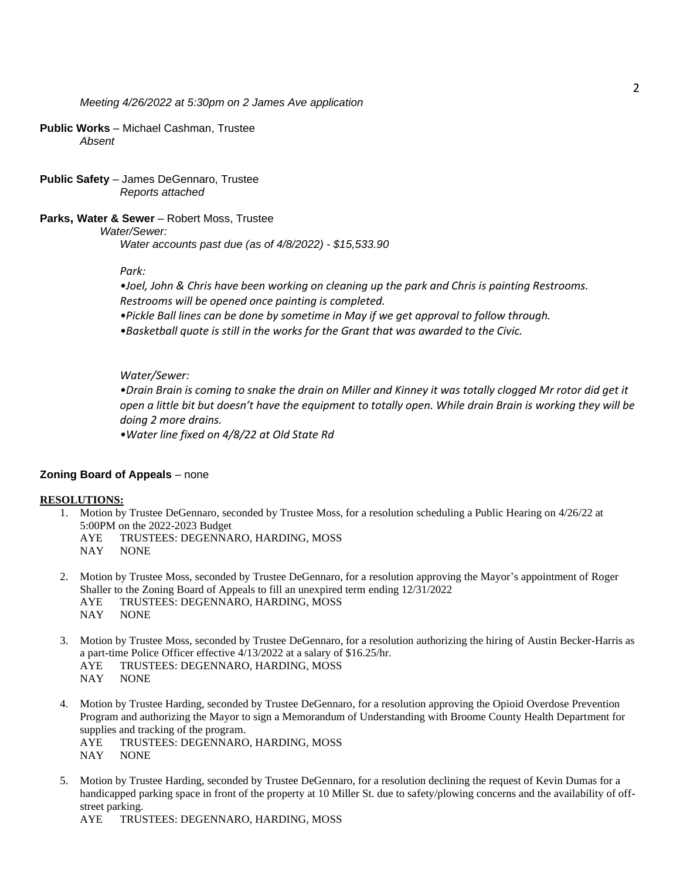*Meeting 4/26/2022 at 5:30pm on 2 James Ave application*

**Public Works** – Michael Cashman, Trustee
*Absent*

**Public Safety** – James DeGennaro, Trustee
*Reports attached*

**Parks, Water & Sewer** – Robert Moss, Trustee
*Water/Sewer:*
*Water accounts past due (as of 4/8/2022) - $15,533.90*

*Park:*
*•Joel, John & Chris have been working on cleaning up the park and Chris is painting Restrooms. Restrooms will be opened once painting is completed.*
*•Pickle Ball lines can be done by sometime in May if we get approval to follow through.*
*•Basketball quote is still in the works for the Grant that was awarded to the Civic.*

*Water/Sewer:*
*•Drain Brain is coming to snake the drain on Miller and Kinney it was totally clogged Mr rotor did get it open a little bit but doesn't have the equipment to totally open. While drain Brain is working they will be doing 2 more drains.*
*•Water line fixed on 4/8/22 at Old State Rd*

**Zoning Board of Appeals** – none

**RESOLUTIONS:**

1. Motion by Trustee DeGennaro, seconded by Trustee Moss, for a resolution scheduling a Public Hearing on 4/26/22 at 5:00PM on the 2022-2023 Budget
   AYE TRUSTEES: DEGENNARO, HARDING, MOSS
   NAY NONE

2. Motion by Trustee Moss, seconded by Trustee DeGennaro, for a resolution approving the Mayor's appointment of Roger Shaller to the Zoning Board of Appeals to fill an unexpired term ending 12/31/2022
   AYE TRUSTEES: DEGENNARO, HARDING, MOSS
   NAY NONE

3. Motion by Trustee Moss, seconded by Trustee DeGennaro, for a resolution authorizing the hiring of Austin Becker-Harris as a part-time Police Officer effective 4/13/2022 at a salary of $16.25/hr.
   AYE TRUSTEES: DEGENNARO, HARDING, MOSS
   NAY NONE

4. Motion by Trustee Harding, seconded by Trustee DeGennaro, for a resolution approving the Opioid Overdose Prevention Program and authorizing the Mayor to sign a Memorandum of Understanding with Broome County Health Department for supplies and tracking of the program.
   AYE TRUSTEES: DEGENNARO, HARDING, MOSS
   NAY NONE

5. Motion by Trustee Harding, seconded by Trustee DeGennaro, for a resolution declining the request of Kevin Dumas for a handicapped parking space in front of the property at 10 Miller St. due to safety/plowing concerns and the availability of off-street parking.
   AYE TRUSTEES: DEGENNARO, HARDING, MOSS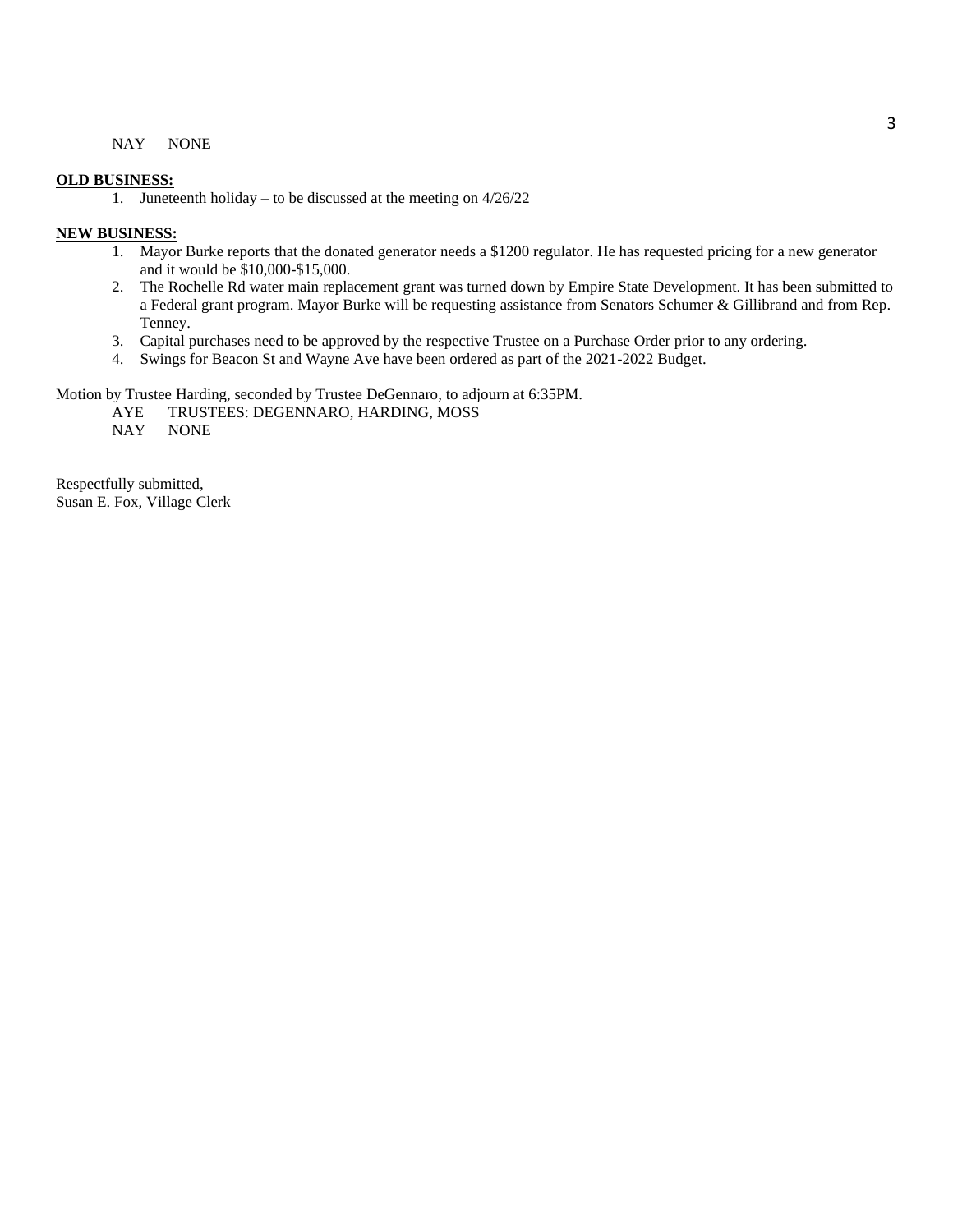NAY NONE

**OLD BUSINESS:**

1. Juneteenth holiday – to be discussed at the meeting on 4/26/22

**NEW BUSINESS:**

1. Mayor Burke reports that the donated generator needs a $1200 regulator. He has requested pricing for a new generator and it would be $10,000-$15,000.
2. The Rochelle Rd water main replacement grant was turned down by Empire State Development. It has been submitted to a Federal grant program. Mayor Burke will be requesting assistance from Senators Schumer & Gillibrand and from Rep. Tenney.
3. Capital purchases need to be approved by the respective Trustee on a Purchase Order prior to any ordering.
4. Swings for Beacon St and Wayne Ave have been ordered as part of the 2021-2022 Budget.

Motion by Trustee Harding, seconded by Trustee DeGennaro, to adjourn at 6:35PM.

AYE TRUSTEES: DEGENNARO, HARDING, MOSS
NAY NONE

Respectfully submitted,
Susan E. Fox, Village Clerk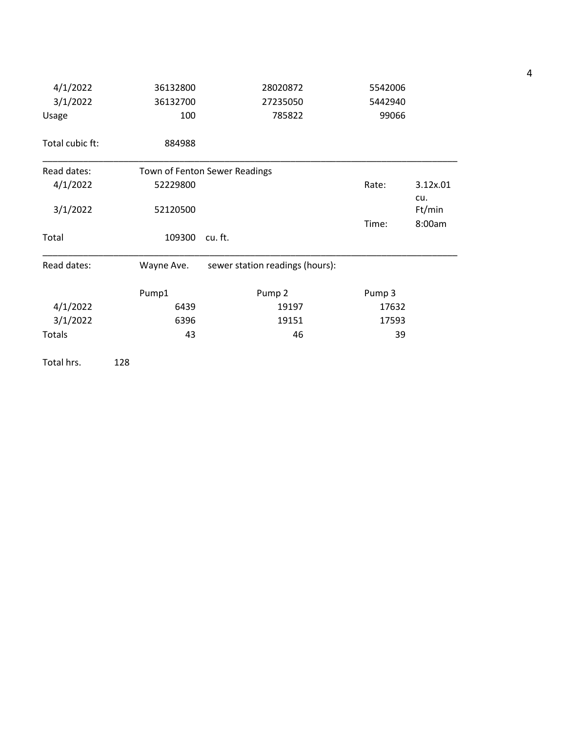| | | | |
|---|---|---|---|
| 4/1/2022 | 36132800 | 28020872 | 5542006 |
| 3/1/2022 | 36132700 | 27235050 | 5442940 |
| Usage | 100 | 785822 | 99066 |

Total cubic ft: 884988

---

| Read dates: | Town of Fenton Sewer Readings | | | |
|---|---|---|---|---|
| 4/1/2022 | 52229800 | | Rate: | 3.12x.01 cu. Ft/min |
| 3/1/2022 | 52120500 | | | |
| | | | Time: | 8:00am |
| Total | 109300 | cu. ft. | | |

---

Read dates: Wayne Ave. sewer station readings (hours):

| | Pump1 | Pump 2 | Pump 3 |
|---|---|---|---|
| 4/1/2022 | 6439 | 19197 | 17632 |
| 3/1/2022 | 6396 | 19151 | 17593 |
| Totals | 43 | 46 | 39 |

Total hrs. 128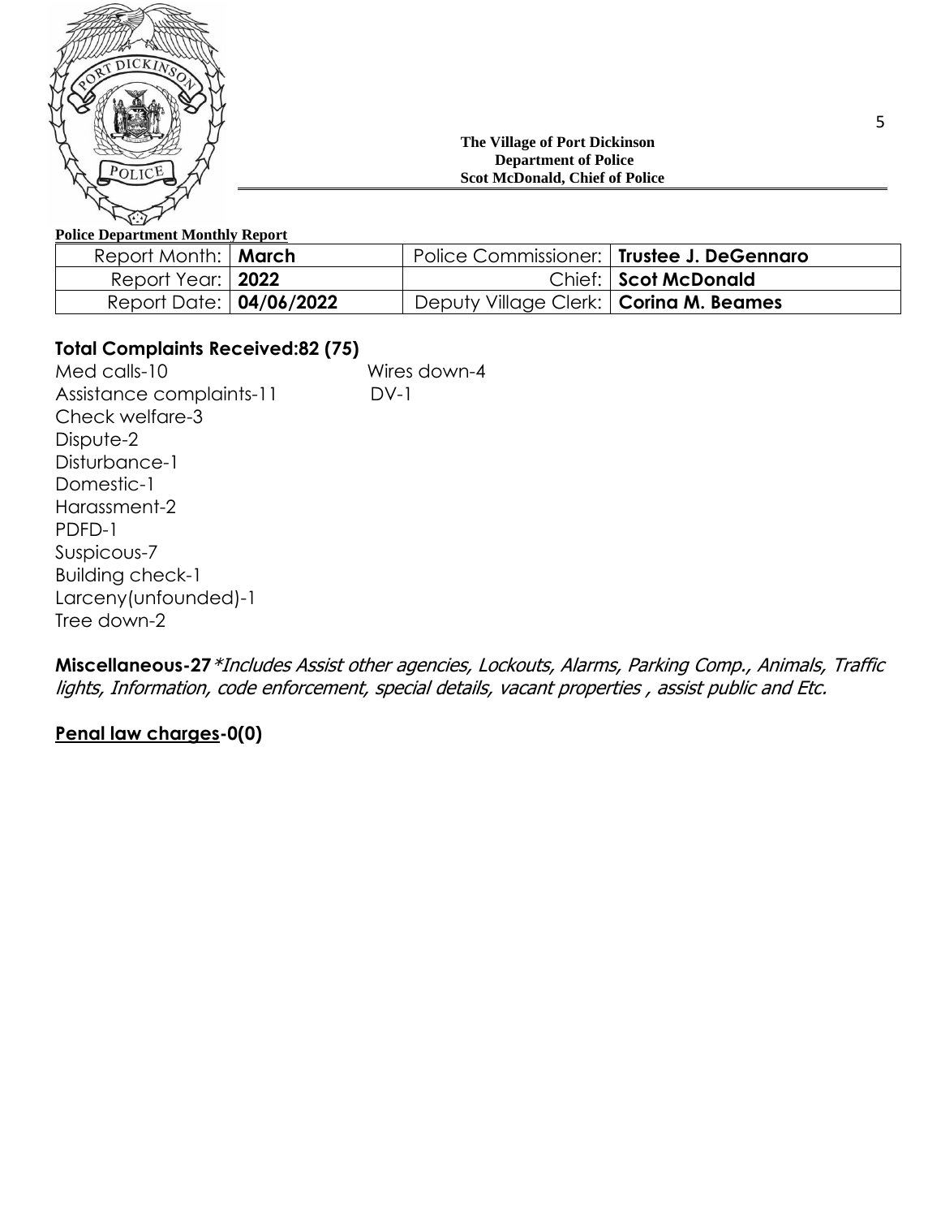**The Village of Port Dickinson**
**Department of Police**
**Scot McDonald, Chief of Police**

**Police Department Monthly Report**

| Report Month: | **March** | Police Commissioner: | **Trustee J. DeGennaro** |
|---|---|---|---|
| Report Year: | **2022** | Chief: | **Scot McDonald** |
| Report Date: | **04/06/2022** | Deputy Village Clerk: | **Corina M. Beames** |

**Total Complaints Received:82 (75)**

Med calls-10
Assistance complaints-11
Check welfare-3
Dispute-2
Disturbance-1
Domestic-1
Harassment-2
PDFD-1
Suspicous-7
Building check-1
Larceny(unfounded)-1
Tree down-2
Wires down-4
DV-1

**Miscellaneous-27** *\*Includes Assist other agencies, Lockouts, Alarms, Parking Comp., Animals, Traffic lights, Information, code enforcement, special details, vacant properties , assist public and Etc.*

**<u>Penal law charges</u>-0(0)**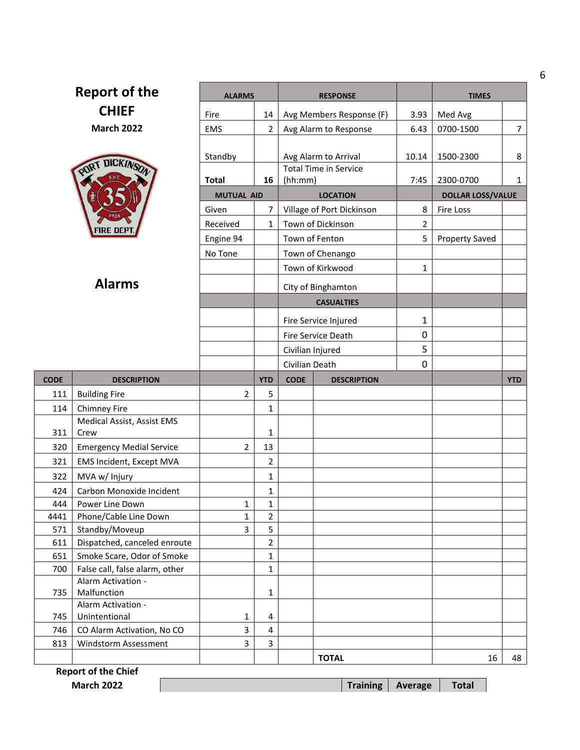# Report of the CHIEF

**March 2022**

## Alarms

| ALARMS | | RESPONSE | | TIMES | |
|---|---|---|---|---|---|
| Fire | 14 | Avg Members Response (F) | 3.93 | Med Avg | |
| EMS | 2 | Avg Alarm to Response | 6.43 | 0700-1500 | 7 |
| Standby | | Avg Alarm to Arrival | 10.14 | 1500-2300 | 8 |
| **Total** | **16** | Total Time in Service (hh:mm) | 7:45 | 2300-0700 | 1 |
| **MUTUAL AID** | | **LOCATION** | | **DOLLAR LOSS/VALUE** | |
| Given | 7 | Village of Port Dickinson | 8 | Fire Loss | |
| Received | 1 | Town of Dickinson | 2 | | |
| Engine 94 | | Town of Fenton | 5 | Property Saved | |
| No Tone | | Town of Chenango | | | |
| | | Town of Kirkwood | 1 | | |
| | | City of Binghamton | | | |
| | | **CASUALTIES** | | | |
| | | Fire Service Injured | 1 | | |
| | | Fire Service Death | 0 | | |
| | | Civilian Injured | 5 | | |
| | | Civilian Death | 0 | | |

| CODE | DESCRIPTION | | YTD | CODE | DESCRIPTION | | YTD |
|---|---|---|---|---|---|---|---|
| 111 | Building Fire | 2 | 5 | | | | |
| 114 | Chimney Fire | | 1 | | | | |
| 311 | Medical Assist, Assist EMS Crew | | 1 | | | | |
| 320 | Emergency Medial Service | 2 | 13 | | | | |
| 321 | EMS Incident, Except MVA | | 2 | | | | |
| 322 | MVA w/ Injury | | 1 | | | | |
| 424 | Carbon Monoxide Incident | | 1 | | | | |
| 444 | Power Line Down | 1 | 1 | | | | |
| 4441 | Phone/Cable Line Down | 1 | 2 | | | | |
| 571 | Standby/Moveup | 3 | 5 | | | | |
| 611 | Dispatched, canceled enroute | | 2 | | | | |
| 651 | Smoke Scare, Odor of Smoke | | 1 | | | | |
| 700 | False call, false alarm, other | | 1 | | | | |
| 735 | Alarm Activation - Malfunction | | 1 | | | | |
| 745 | Alarm Activation - Unintentional | 1 | 4 | | | | |
| 746 | CO Alarm Activation, No CO | 3 | 4 | | | | |
| 813 | Windstorm Assessment | 3 | 3 | | | | |
| | | | | | **TOTAL** | 16 | 48 |

**Report of the Chief**

**March 2022**

| | Training | Average | Total |
|---|---|---|---|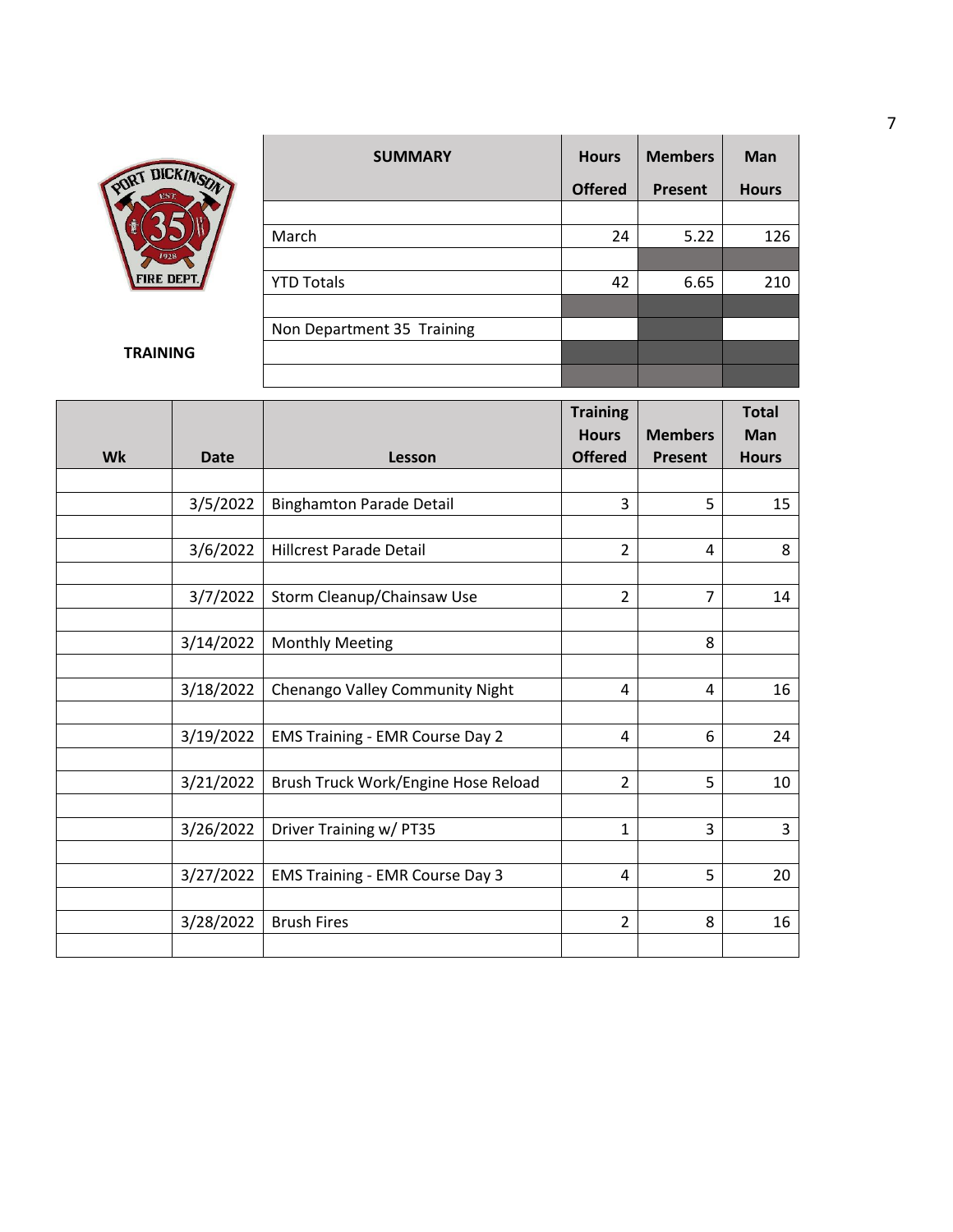**TRAINING**

| SUMMARY | Hours Offered | Members Present | Man Hours |
|---|---|---|---|
| March | 24 | 5.22 | 126 |
| YTD Totals | 42 | 6.65 | 210 |
| Non Department 35 Training | | | |

| Wk | Date | Lesson | Training Hours Offered | Members Present | Total Man Hours |
|---|---|---|---|---|---|
| | 3/5/2022 | Binghamton Parade Detail | 3 | 5 | 15 |
| | 3/6/2022 | Hillcrest Parade Detail | 2 | 4 | 8 |
| | 3/7/2022 | Storm Cleanup/Chainsaw Use | 2 | 7 | 14 |
| | 3/14/2022 | Monthly Meeting | | 8 | |
| | 3/18/2022 | Chenango Valley Community Night | 4 | 4 | 16 |
| | 3/19/2022 | EMS Training - EMR Course Day 2 | 4 | 6 | 24 |
| | 3/21/2022 | Brush Truck Work/Engine Hose Reload | 2 | 5 | 10 |
| | 3/26/2022 | Driver Training w/ PT35 | 1 | 3 | 3 |
| | 3/27/2022 | EMS Training - EMR Course Day 3 | 4 | 5 | 20 |
| | 3/28/2022 | Brush Fires | 2 | 8 | 16 |